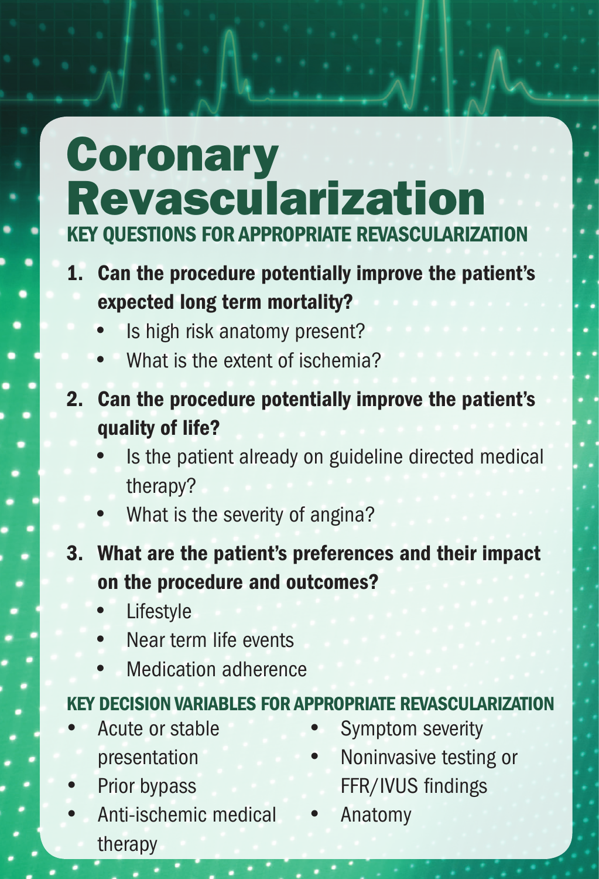# Coronary Revascularization

## KEY QUESTIONS FOR APPROPRIATE REVASCULARIZATION

1. **Can the procedure potentially improve the patient's expected long term mortality?**
   - Is high risk anatomy present?
   - What is the extent of ischemia?
2. **Can the procedure potentially improve the patient's quality of life?**
   - Is the patient already on guideline directed medical therapy?
   - What is the severity of angina?
3. **What are the patient's preferences and their impact on the procedure and outcomes?**
   - Lifestyle
   - Near term life events
   - Medication adherence

## KEY DECISION VARIABLES FOR APPROPRIATE REVASCULARIZATION

- Acute or stable presentation
- Prior bypass
- Anti-ischemic medical therapy
- Symptom severity
- Noninvasive testing or FFR/IVUS findings
- Anatomy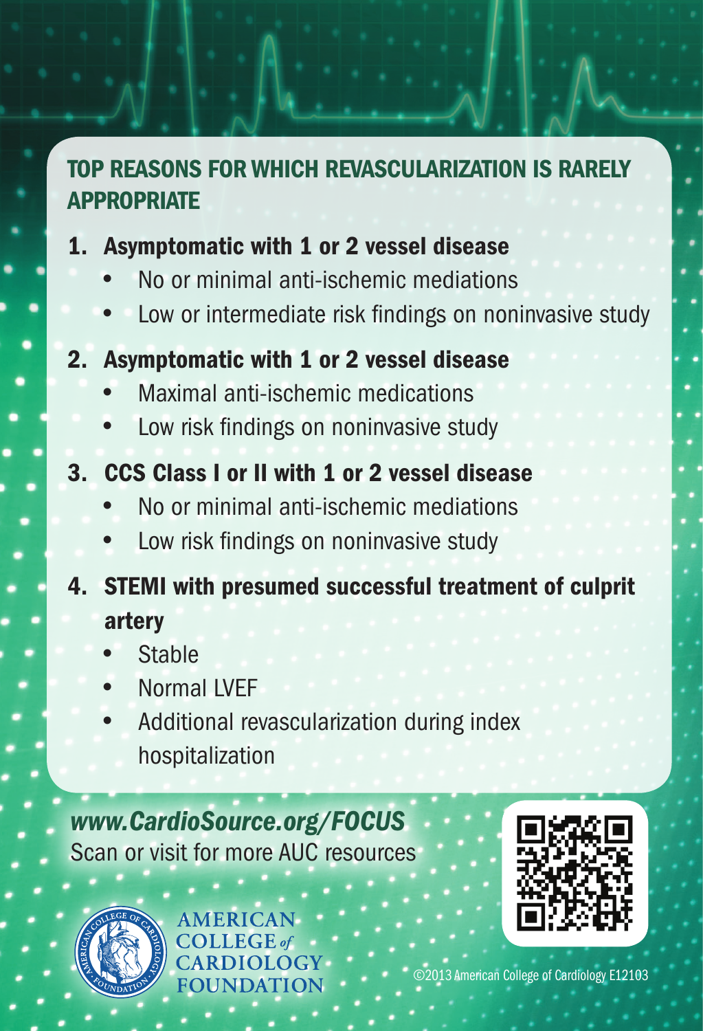## TOP REASONS FOR WHICH REVASCULARIZATION IS RARELY APPROPRIATE

1. **Asymptomatic with 1 or 2 vessel disease**
   - No or minimal anti-ischemic mediations
   - Low or intermediate risk findings on noninvasive study
2. **Asymptomatic with 1 or 2 vessel disease**
   - Maximal anti-ischemic medications
   - Low risk findings on noninvasive study
3. **CCS Class I or II with 1 or 2 vessel disease**
   - No or minimal anti-ischemic mediations
   - Low risk findings on noninvasive study
4. **STEMI with presumed successful treatment of culprit artery**
   - Stable
   - Normal LVEF
   - Additional revascularization during index hospitalization

*www.CardioSource.org/FOCUS*
Scan or visit for more AUC resources

AMERICAN COLLEGE *of* CARDIOLOGY FOUNDATION

©2013 American College of Cardiology E12103